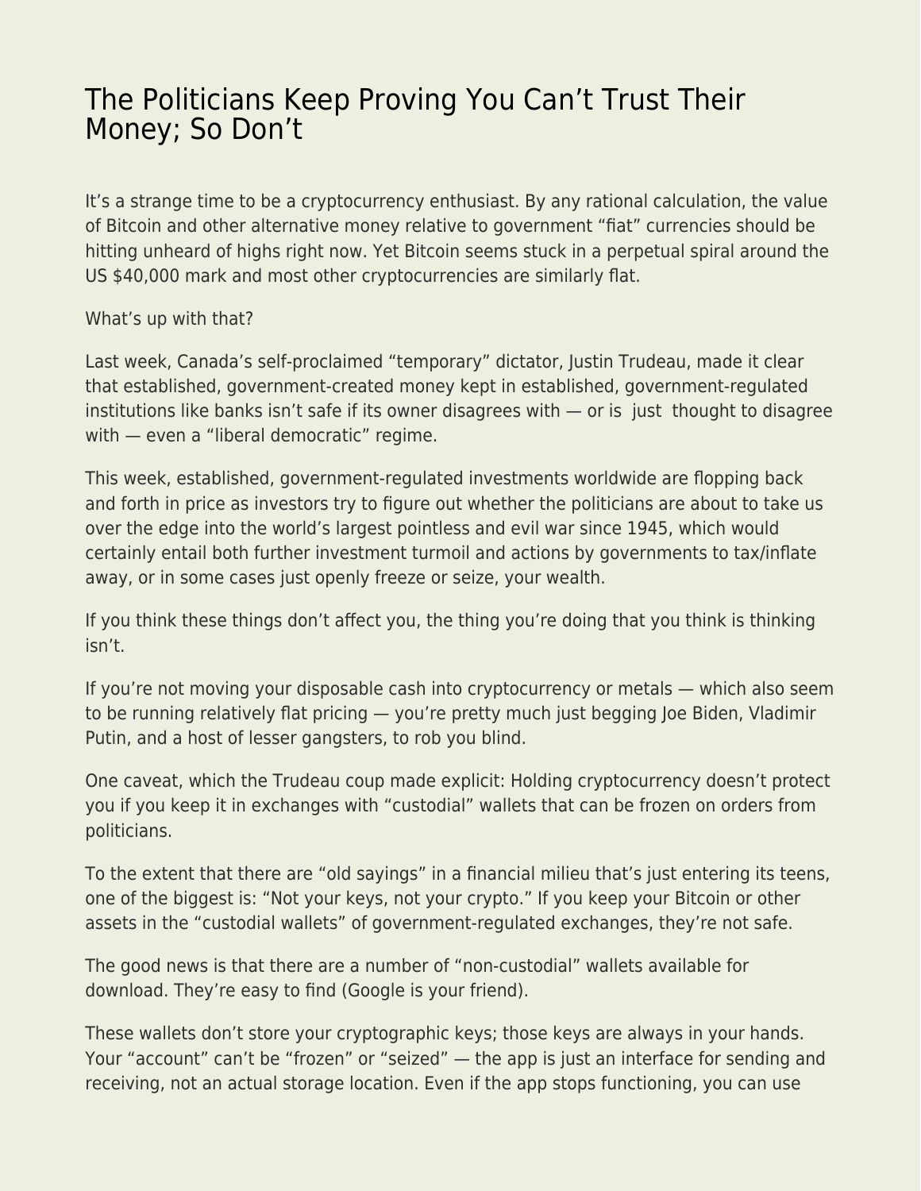# The Politicians Keep Proving You Can't Trust Their Money; So Don't

It's a strange time to be a cryptocurrency enthusiast. By any rational calculation, the value of Bitcoin and other alternative money relative to government "fiat" currencies should be hitting unheard of highs right now. Yet Bitcoin seems stuck in a perpetual spiral around the US $40,000 mark and most other cryptocurrencies are similarly flat.

What's up with that?

Last week, Canada's self-proclaimed "temporary" dictator, Justin Trudeau, made it clear that established, government-created money kept in established, government-regulated institutions like banks isn't safe if its owner disagrees with — or is just thought to disagree with — even a "liberal democratic" regime.

This week, established, government-regulated investments worldwide are flopping back and forth in price as investors try to figure out whether the politicians are about to take us over the edge into the world's largest pointless and evil war since 1945, which would certainly entail both further investment turmoil and actions by governments to tax/inflate away, or in some cases just openly freeze or seize, your wealth.

If you think these things don't affect you, the thing you're doing that you think is thinking isn't.

If you're not moving your disposable cash into cryptocurrency or metals — which also seem to be running relatively flat pricing — you're pretty much just begging Joe Biden, Vladimir Putin, and a host of lesser gangsters, to rob you blind.

One caveat, which the Trudeau coup made explicit: Holding cryptocurrency doesn't protect you if you keep it in exchanges with "custodial" wallets that can be frozen on orders from politicians.

To the extent that there are "old sayings" in a financial milieu that's just entering its teens, one of the biggest is: "Not your keys, not your crypto." If you keep your Bitcoin or other assets in the "custodial wallets" of government-regulated exchanges, they're not safe.

The good news is that there are a number of "non-custodial" wallets available for download. They're easy to find (Google is your friend).

These wallets don't store your cryptographic keys; those keys are always in your hands. Your "account" can't be "frozen" or "seized" — the app is just an interface for sending and receiving, not an actual storage location. Even if the app stops functioning, you can use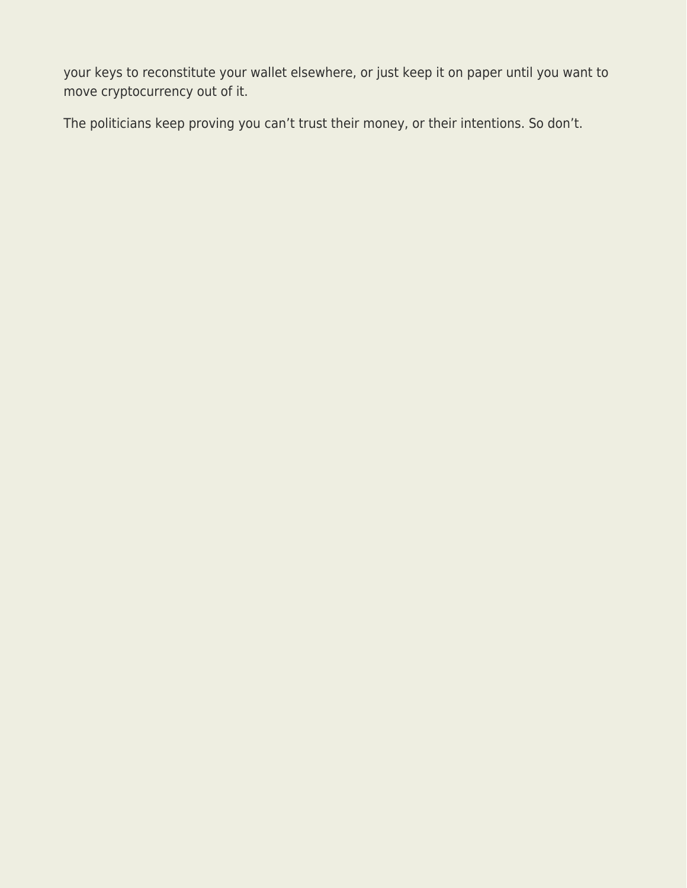your keys to reconstitute your wallet elsewhere, or just keep it on paper until you want to move cryptocurrency out of it.

The politicians keep proving you can’t trust their money, or their intentions. So don’t.